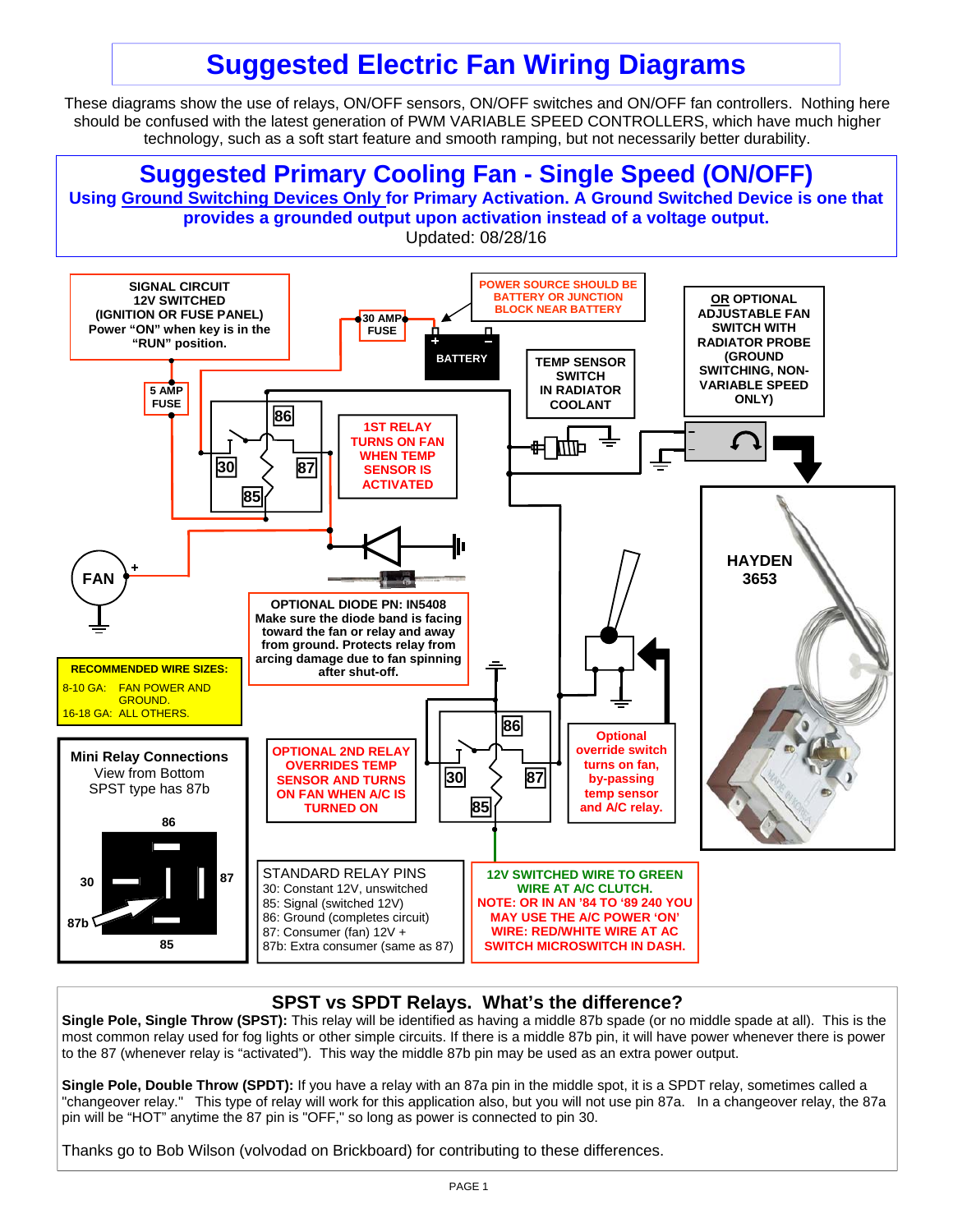# Suggested Electric Fan Wiring Diagrams

These diagrams show the use of relays, ON/OFF sensors, ON/OFF switches and ON/OFF fan controllers. Nothing here should be confused with the latest generation of PWM VARIABLE SPEED CONTROLLERS, which have much higher technology, such as a soft start feature and smooth ramping, but not necessarily better durability.

## Suggested Primary Cooling Fan - Single Speed (ON/OFF)

**Using Ground Switching Devices Only for Primary Activation. A Ground Switched Device is one that provides a grounded output upon activation instead of a voltage output.**

Updated: 08/28/16

**SIGNAL CIRCUIT**
**12V SWITCHED**
**(IGNITION OR FUSE PANEL)**
**Power "ON" when key is in the "RUN" position.**

**5 AMP FUSE**

**30 AMP FUSE**

**POWER SOURCE SHOULD BE BATTERY OR JUNCTION BLOCK NEAR BATTERY**

**BATTERY**

**TEMP SENSOR SWITCH IN RADIATOR COOLANT**

**OR OPTIONAL ADJUSTABLE FAN SWITCH WITH RADIATOR PROBE (GROUND SWITCHING, NON-VARIABLE SPEED ONLY)**

**1ST RELAY TURNS ON FAN WHEN TEMP SENSOR IS ACTIVATED**

**FAN**

**HAYDEN 3653**

**OPTIONAL DIODE PN: IN5408**
**Make sure the diode band is facing toward the fan or relay and away from ground. Protects relay from arcing damage due to fan spinning after shut-off.**

**RECOMMENDED WIRE SIZES:**
8-10 GA: FAN POWER AND GROUND.
16-18 GA: ALL OTHERS.

**Optional override switch turns on fan, by-passing temp sensor and A/C relay.**

**Mini Relay Connections**
View from Bottom
SPST type has 87b

86, 30, 87, 87b, 85

**OPTIONAL 2ND RELAY OVERRIDES TEMP SENSOR AND TURNS ON FAN WHEN A/C IS TURNED ON**

STANDARD RELAY PINS
30: Constant 12V, unswitched
85: Signal (switched 12V)
86: Ground (completes circuit)
87: Consumer (fan) 12V +
87b: Extra consumer (same as 87)

**12V SWITCHED WIRE TO GREEN WIRE AT A/C CLUTCH.**
**NOTE: OR IN AN '84 TO '89 240 YOU MAY USE THE A/C POWER 'ON' WIRE: RED/WHITE WIRE AT AC SWITCH MICROSWITCH IN DASH.**

## SPST vs SPDT Relays. What's the difference?

**Single Pole, Single Throw (SPST):** This relay will be identified as having a middle 87b spade (or no middle spade at all). This is the most common relay used for fog lights or other simple circuits. If there is a middle 87b pin, it will have power whenever there is power to the 87 (whenever relay is "activated"). This way the middle 87b pin may be used as an extra power output.

**Single Pole, Double Throw (SPDT):** If you have a relay with an 87a pin in the middle spot, it is a SPDT relay, sometimes called a "changeover relay." This type of relay will work for this application also, but you will not use pin 87a. In a changeover relay, the 87a pin will be "HOT" anytime the 87 pin is "OFF," so long as power is connected to pin 30.

Thanks go to Bob Wilson (volvodad on Brickboard) for contributing to these differences.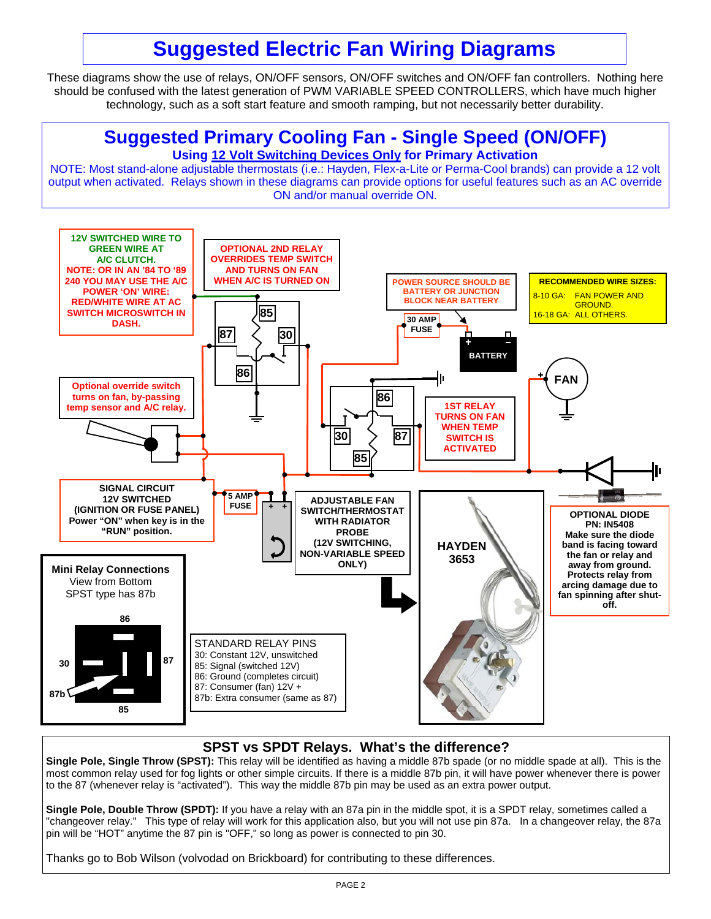# Suggested Electric Fan Wiring Diagrams

These diagrams show the use of relays, ON/OFF sensors, ON/OFF switches and ON/OFF fan controllers. Nothing here should be confused with the latest generation of PWM VARIABLE SPEED CONTROLLERS, which have much higher technology, such as a soft start feature and smooth ramping, but not necessarily better durability.

## Suggested Primary Cooling Fan - Single Speed (ON/OFF)

**Using 12 Volt Switching Devices Only for Primary Activation**

NOTE: Most stand-alone adjustable thermostats (i.e.: Hayden, Flex-a-Lite or Perma-Cool brands) can provide a 12 volt output when activated. Relays shown in these diagrams can provide options for useful features such as an AC override ON and/or manual override ON.

**12V SWITCHED WIRE TO GREEN WIRE AT A/C CLUTCH.**
**NOTE: OR IN AN '84 TO '89 240 YOU MAY USE THE A/C POWER 'ON' WIRE: RED/WHITE WIRE AT AC SWITCH MICROSWITCH IN DASH.**

**OPTIONAL 2ND RELAY OVERRIDES TEMP SWITCH AND TURNS ON FAN WHEN A/C IS TURNED ON**

**POWER SOURCE SHOULD BE BATTERY OR JUNCTION BLOCK NEAR BATTERY**

**RECOMMENDED WIRE SIZES:**
8-10 GA: FAN POWER AND GROUND.
16-18 GA: ALL OTHERS.

85, 87, 30, 86

30 AMP FUSE

BATTERY

FAN

86, 30, 87, 85

**Optional override switch turns on fan, by-passing temp sensor and A/C relay.**

**1ST RELAY TURNS ON FAN WHEN TEMP SWITCH IS ACTIVATED**

**SIGNAL CIRCUIT 12V SWITCHED (IGNITION OR FUSE PANEL) Power "ON" when key is in the "RUN" position.**

5 AMP FUSE

**ADJUSTABLE FAN SWITCH/THERMOSTAT WITH RADIATOR PROBE (12V SWITCHING, NON-VARIABLE SPEED ONLY)**

**HAYDEN 3653**

**OPTIONAL DIODE PN: IN5408 Make sure the diode band is facing toward the fan or relay and away from ground. Protects relay from arcing damage due to fan spinning after shut-off.**

**Mini Relay Connections**
View from Bottom
SPST type has 87b

86, 30, 87, 87b, 85

STANDARD RELAY PINS
30: Constant 12V, unswitched
85: Signal (switched 12V)
86: Ground (completes circuit)
87: Consumer (fan) 12V +
87b: Extra consumer (same as 87)

## SPST vs SPDT Relays. What's the difference?

**Single Pole, Single Throw (SPST):** This relay will be identified as having a middle 87b spade (or no middle spade at all). This is the most common relay used for fog lights or other simple circuits. If there is a middle 87b pin, it will have power whenever there is power to the 87 (whenever relay is "activated"). This way the middle 87b pin may be used as an extra power output.

**Single Pole, Double Throw (SPDT):** If you have a relay with an 87a pin in the middle spot, it is a SPDT relay, sometimes called a "changeover relay." This type of relay will work for this application also, but you will not use pin 87a. In a changeover relay, the 87a pin will be "HOT" anytime the 87 pin is "OFF," so long as power is connected to pin 30.

Thanks go to Bob Wilson (volvodad on Brickboard) for contributing to these differences.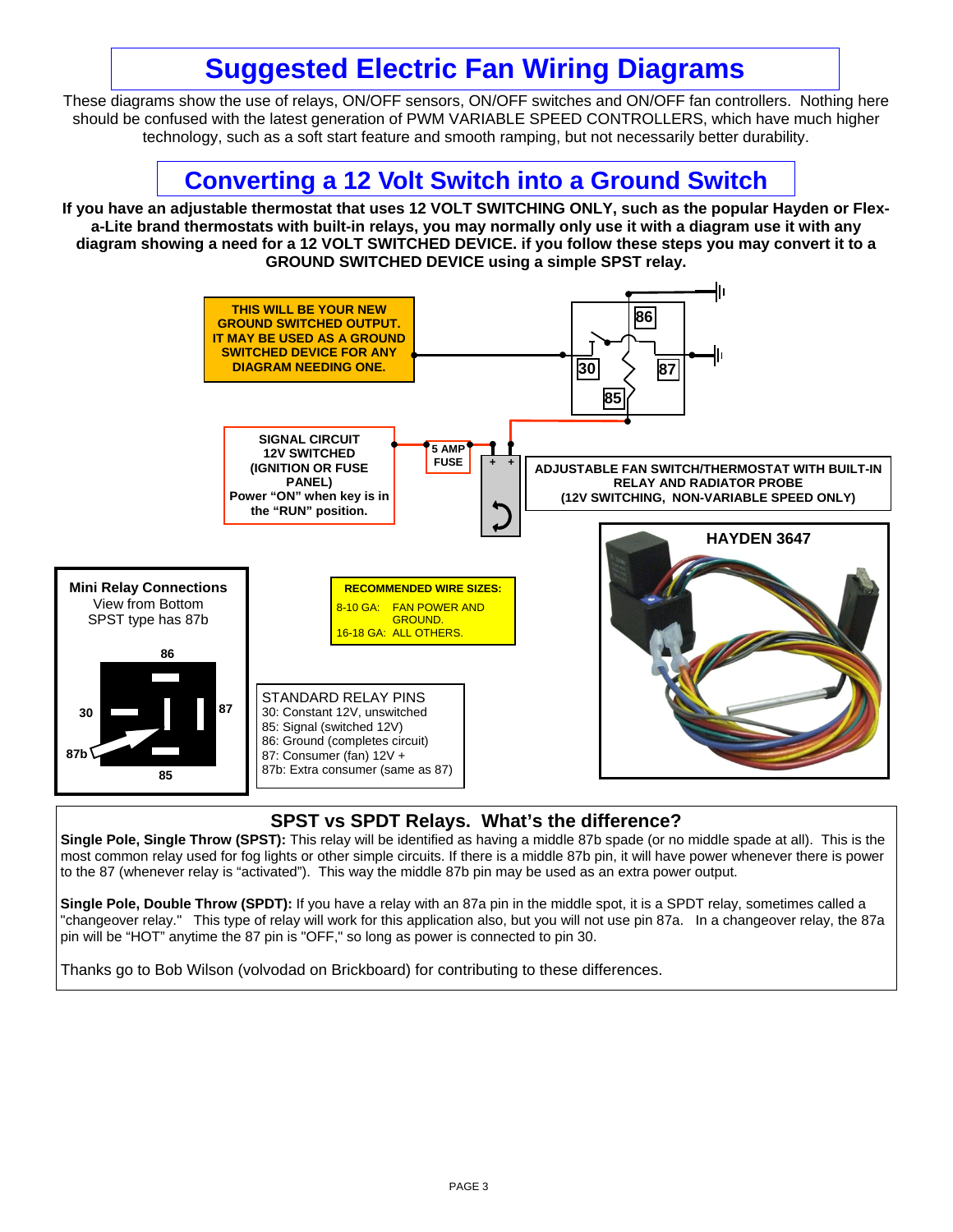# Suggested Electric Fan Wiring Diagrams

These diagrams show the use of relays, ON/OFF sensors, ON/OFF switches and ON/OFF fan controllers. Nothing here should be confused with the latest generation of PWM VARIABLE SPEED CONTROLLERS, which have much higher technology, such as a soft start feature and smooth ramping, but not necessarily better durability.

## Converting a 12 Volt Switch into a Ground Switch

**If you have an adjustable thermostat that uses 12 VOLT SWITCHING ONLY, such as the popular Hayden or Flex-a-Lite brand thermostats with built-in relays, you may normally only use it with a diagram use it with any diagram showing a need for a 12 VOLT SWITCHED DEVICE. if you follow these steps you may convert it to a GROUND SWITCHED DEVICE using a simple SPST relay.**

THIS WILL BE YOUR NEW GROUND SWITCHED OUTPUT. IT MAY BE USED AS A GROUND SWITCHED DEVICE FOR ANY DIAGRAM NEEDING ONE.

86 30 87 85

SIGNAL CIRCUIT 12V SWITCHED (IGNITION OR FUSE PANEL) Power "ON" when key is in the "RUN" position.

5 AMP FUSE

ADJUSTABLE FAN SWITCH/THERMOSTAT WITH BUILT-IN RELAY AND RADIATOR PROBE (12V SWITCHING, NON-VARIABLE SPEED ONLY)

HAYDEN 3647

**Mini Relay Connections**
View from Bottom
SPST type has 87b

86, 30, 87, 87b, 85

**RECOMMENDED WIRE SIZES:**
8-10 GA: FAN POWER AND GROUND.
16-18 GA: ALL OTHERS.

STANDARD RELAY PINS
30: Constant 12V, unswitched
85: Signal (switched 12V)
86: Ground (completes circuit)
87: Consumer (fan) 12V +
87b: Extra consumer (same as 87)

## SPST vs SPDT Relays. What's the difference?

**Single Pole, Single Throw (SPST):** This relay will be identified as having a middle 87b spade (or no middle spade at all). This is the most common relay used for fog lights or other simple circuits. If there is a middle 87b pin, it will have power whenever there is power to the 87 (whenever relay is "activated"). This way the middle 87b pin may be used as an extra power output.

**Single Pole, Double Throw (SPDT):** If you have a relay with an 87a pin in the middle spot, it is a SPDT relay, sometimes called a "changeover relay." This type of relay will work for this application also, but you will not use pin 87a. In a changeover relay, the 87a pin will be "HOT" anytime the 87 pin is "OFF," so long as power is connected to pin 30.

Thanks go to Bob Wilson (volvodad on Brickboard) for contributing to these differences.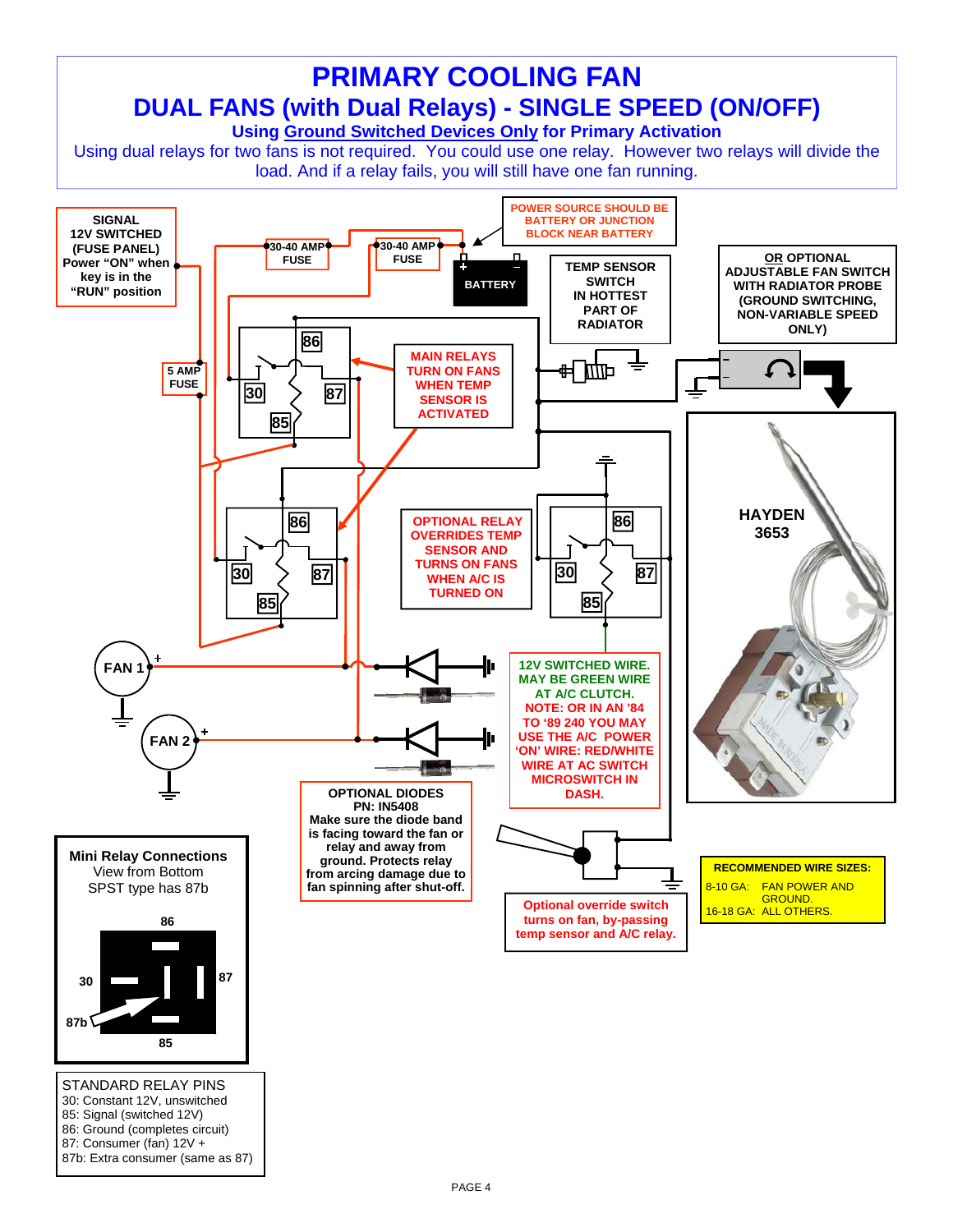# PRIMARY COOLING FAN

## DUAL FANS (with Dual Relays) - SINGLE SPEED (ON/OFF)

### Using Ground Switched Devices Only for Primary Activation

Using dual relays for two fans is not required. You could use one relay. However two relays will divide the load. And if a relay fails, you will still have one fan running.

**SIGNAL 12V SWITCHED (FUSE PANEL) Power "ON" when key is in the "RUN" position**

**30-40 AMP FUSE**

**30-40 AMP FUSE**

**POWER SOURCE SHOULD BE BATTERY OR JUNCTION BLOCK NEAR BATTERY**

**BATTERY**

**TEMP SENSOR SWITCH IN HOTTEST PART OF RADIATOR**

**OR OPTIONAL ADJUSTABLE FAN SWITCH WITH RADIATOR PROBE (GROUND SWITCHING, NON-VARIABLE SPEED ONLY)**

**5 AMP FUSE**

**MAIN RELAYS TURN ON FANS WHEN TEMP SENSOR IS ACTIVATED**

**HAYDEN 3653**

**OPTIONAL RELAY OVERRIDES TEMP SENSOR AND TURNS ON FANS WHEN A/C IS TURNED ON**

**FAN 1**

**FAN 2**

**12V SWITCHED WIRE. MAY BE GREEN WIRE AT A/C CLUTCH. NOTE: OR IN AN '84 TO '89 240 YOU MAY USE THE A/C POWER 'ON' WIRE: RED/WHITE WIRE AT AC SWITCH MICROSWITCH IN DASH.**

**OPTIONAL DIODES PN: IN5408 Make sure the diode band is facing toward the fan or relay and away from ground. Protects relay from arcing damage due to fan spinning after shut-off.**

**Optional override switch turns on fan, by-passing temp sensor and A/C relay.**

**RECOMMENDED WIRE SIZES:**

8-10 GA: FAN POWER AND GROUND.
16-18 GA: ALL OTHERS.

**Mini Relay Connections**
View from Bottom
SPST type has 87b

86, 30, 87, 87b, 85

STANDARD RELAY PINS
30: Constant 12V, unswitched
85: Signal (switched 12V)
86: Ground (completes circuit)
87: Consumer (fan) 12V +
87b: Extra consumer (same as 87)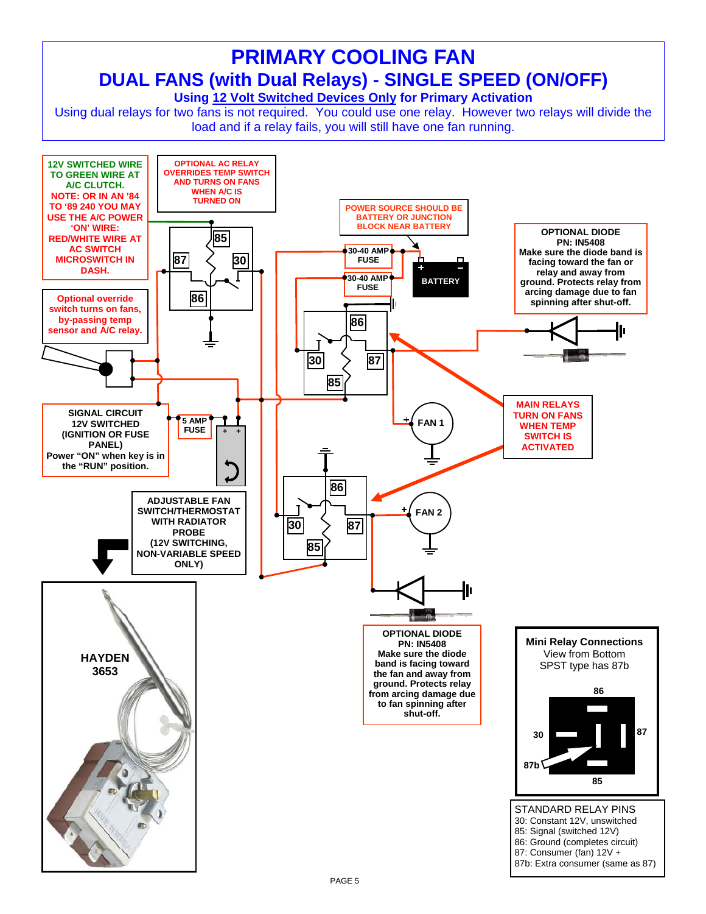# PRIMARY COOLING FAN

## DUAL FANS (with Dual Relays) - SINGLE SPEED (ON/OFF)

**Using 12 Volt Switched Devices Only for Primary Activation**

Using dual relays for two fans is not required. You could use one relay. However two relays will divide the load and if a relay fails, you will still have one fan running.

**12V SWITCHED WIRE TO GREEN WIRE AT A/C CLUTCH.**
**NOTE: OR IN AN '84 TO '89 240 YOU MAY USE THE A/C POWER 'ON' WIRE: RED/WHITE WIRE AT AC SWITCH MICROSWITCH IN DASH.**

**OPTIONAL AC RELAY OVERRIDES TEMP SWITCH AND TURNS ON FANS WHEN A/C IS TURNED ON**

**POWER SOURCE SHOULD BE BATTERY OR JUNCTION BLOCK NEAR BATTERY**

**30-40 AMP FUSE**

**30-40 AMP FUSE**

**BATTERY**

**OPTIONAL DIODE**
**PN: IN5408**
**Make sure the diode band is facing toward the fan or relay and away from ground. Protects relay from arcing damage due to fan spinning after shut-off.**

**Optional override switch turns on fans, by-passing temp sensor and A/C relay.**

**MAIN RELAYS TURN ON FANS WHEN TEMP SWITCH IS ACTIVATED**

**FAN 1**

**FAN 2**

**SIGNAL CIRCUIT 12V SWITCHED (IGNITION OR FUSE PANEL)**
**Power "ON" when key is in the "RUN" position.**

**5 AMP FUSE**

**ADJUSTABLE FAN SWITCH/THERMOSTAT WITH RADIATOR PROBE (12V SWITCHING, NON-VARIABLE SPEED ONLY)**

**HAYDEN 3653**

**OPTIONAL DIODE**
**PN: IN5408**
**Make sure the diode band is facing toward the fan and away from ground. Protects relay from arcing damage due to fan spinning after shut-off.**

**Mini Relay Connections**
View from Bottom
SPST type has 87b

STANDARD RELAY PINS
30: Constant 12V, unswitched
85: Signal (switched 12V)
86: Ground (completes circuit)
87: Consumer (fan) 12V +
87b: Extra consumer (same as 87)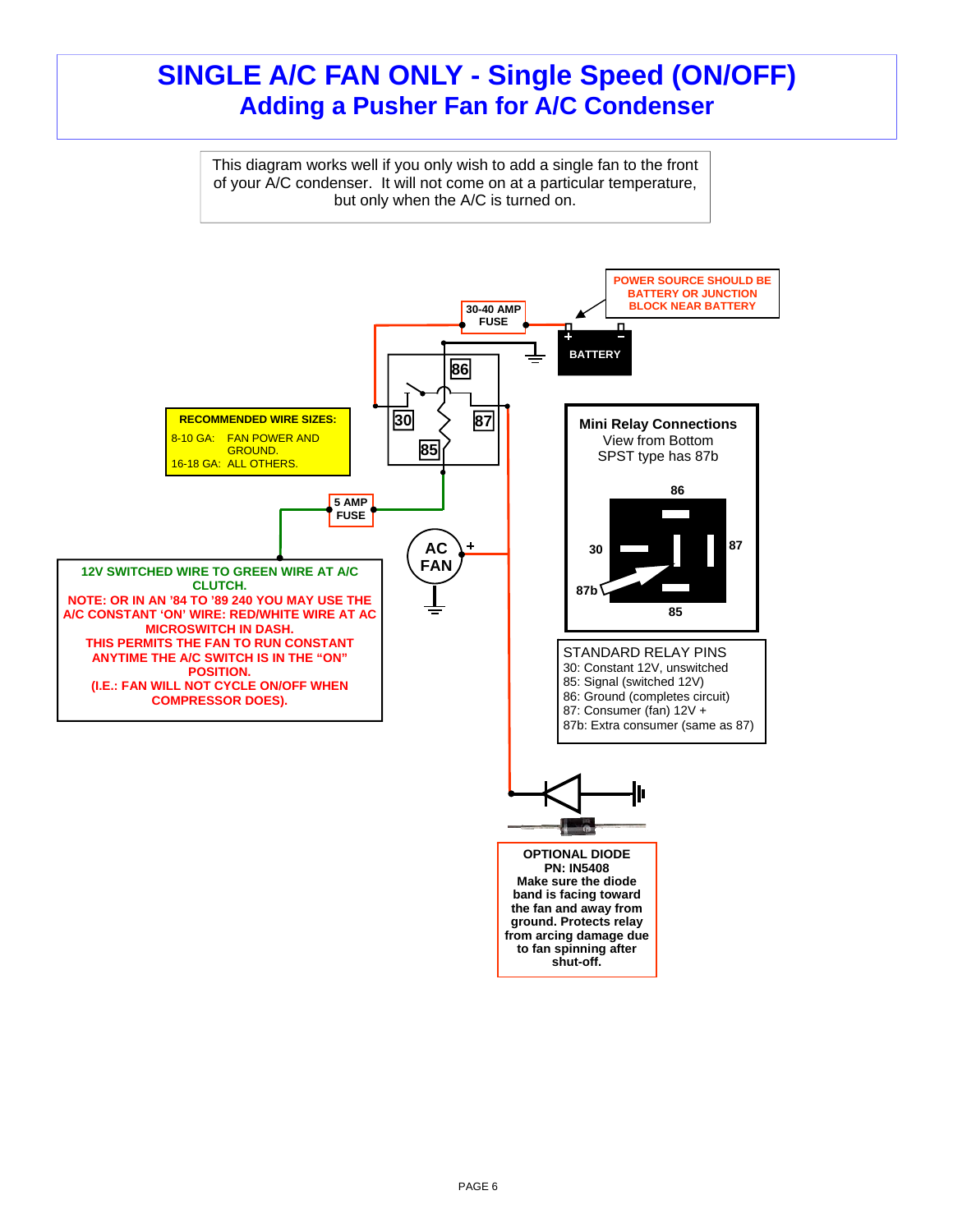# SINGLE A/C FAN ONLY - Single Speed (ON/OFF)

## Adding a Pusher Fan for A/C Condenser

This diagram works well if you only wish to add a single fan to the front of your A/C condenser. It will not come on at a particular temperature, but only when the A/C is turned on.

POWER SOURCE SHOULD BE BATTERY OR JUNCTION BLOCK NEAR BATTERY

30-40 AMP FUSE

BATTERY

86

30

87

85

**RECOMMENDED WIRE SIZES:**
8-10 GA: FAN POWER AND GROUND.
16-18 GA: ALL OTHERS.

5 AMP FUSE

AC FAN +

**12V SWITCHED WIRE TO GREEN WIRE AT A/C CLUTCH.**

**NOTE: OR IN AN '84 TO '89 240 YOU MAY USE THE A/C CONSTANT 'ON' WIRE: RED/WHITE WIRE AT AC MICROSWITCH IN DASH.**
**THIS PERMITS THE FAN TO RUN CONSTANT ANYTIME THE A/C SWITCH IS IN THE "ON" POSITION.**
**(I.E.: FAN WILL NOT CYCLE ON/OFF WHEN COMPRESSOR DOES).**

**Mini Relay Connections**
View from Bottom
SPST type has 87b

86, 30, 87, 87b, 85

STANDARD RELAY PINS
30: Constant 12V, unswitched
85: Signal (switched 12V)
86: Ground (completes circuit)
87: Consumer (fan) 12V +
87b: Extra consumer (same as 87)

**OPTIONAL DIODE**
**PN: IN5408**
**Make sure the diode band is facing toward the fan and away from ground. Protects relay from arcing damage due to fan spinning after shut-off.**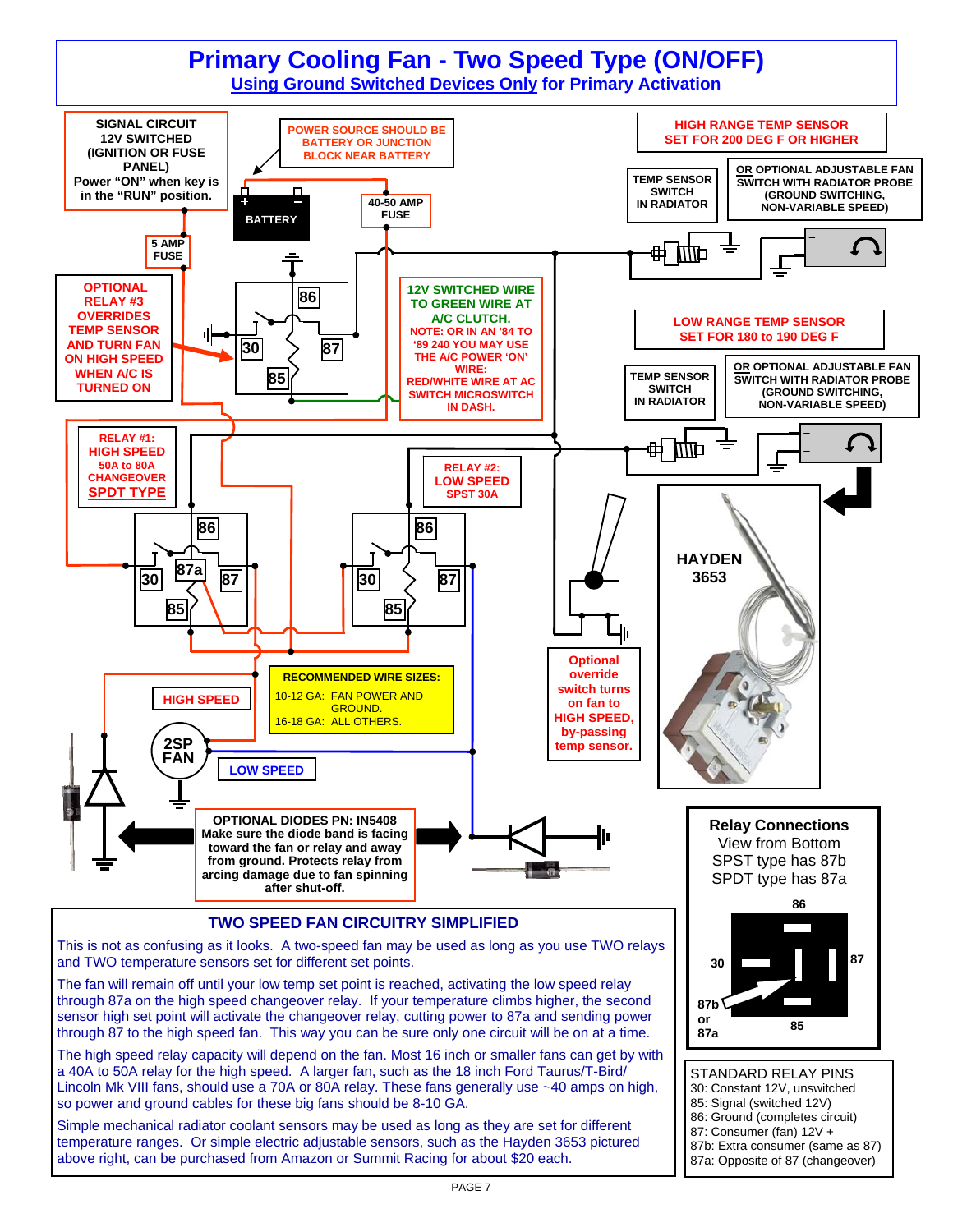# Primary Cooling Fan - Two Speed Type (ON/OFF)

## Using Ground Switched Devices Only for Primary Activation

**SIGNAL CIRCUIT 12V SWITCHED (IGNITION OR FUSE PANEL)**
Power "ON" when key is in the "RUN" position.

POWER SOURCE SHOULD BE BATTERY OR JUNCTION BLOCK NEAR BATTERY

BATTERY

40-50 AMP FUSE

5 AMP FUSE

HIGH RANGE TEMP SENSOR SET FOR 200 DEG F OR HIGHER

TEMP SENSOR SWITCH IN RADIATOR

OR OPTIONAL ADJUSTABLE FAN SWITCH WITH RADIATOR PROBE (GROUND SWITCHING, NON-VARIABLE SPEED)

OPTIONAL RELAY #3 OVERRIDES TEMP SENSOR AND TURN FAN ON HIGH SPEED WHEN A/C IS TURNED ON

12V SWITCHED WIRE TO GREEN WIRE AT A/C CLUTCH.
NOTE: OR IN AN '84 TO '89 240 YOU MAY USE THE A/C POWER 'ON' WIRE: RED/WHITE WIRE AT AC SWITCH MICROSWITCH IN DASH.

LOW RANGE TEMP SENSOR SET FOR 180 to 190 DEG F

TEMP SENSOR SWITCH IN RADIATOR

OR OPTIONAL ADJUSTABLE FAN SWITCH WITH RADIATOR PROBE (GROUND SWITCHING, NON-VARIABLE SPEED)

RELAY #1: HIGH SPEED 50A to 80A CHANGEOVER SPDT TYPE

RELAY #2: LOW SPEED SPST 30A

HAYDEN 3653

Optional override switch turns on fan to HIGH SPEED, by-passing temp sensor.

HIGH SPEED

2SP FAN

LOW SPEED

**RECOMMENDED WIRE SIZES:**
10-12 GA: FAN POWER AND GROUND.
16-18 GA: ALL OTHERS.

**OPTIONAL DIODES PN: IN5408**
Make sure the diode band is facing toward the fan or relay and away from ground. Protects relay from arcing damage due to fan spinning after shut-off.

**Relay Connections**
View from Bottom
SPST type has 87b
SPDT type has 87a

86, 30, 87, 87b or 87a, 85

## TWO SPEED FAN CIRCUITRY SIMPLIFIED

This is not as confusing as it looks. A two-speed fan may be used as long as you use TWO relays and TWO temperature sensors set for different set points.

The fan will remain off until your low temp set point is reached, activating the low speed relay through 87a on the high speed changeover relay. If your temperature climbs higher, the second sensor high set point will activate the changeover relay, cutting power to 87a and sending power through 87 to the high speed fan. This way you can be sure only one circuit will be on at a time.

The high speed relay capacity will depend on the fan. Most 16 inch or smaller fans can get by with a 40A to 50A relay for the high speed. A larger fan, such as the 18 inch Ford Taurus/T-Bird/ Lincoln Mk VIII fans, should use a 70A or 80A relay. These fans generally use ~40 amps on high, so power and ground cables for these big fans should be 8-10 GA.

Simple mechanical radiator coolant sensors may be used as long as they are set for different temperature ranges. Or simple electric adjustable sensors, such as the Hayden 3653 pictured above right, can be purchased from Amazon or Summit Racing for about $20 each.

**STANDARD RELAY PINS**
- 30: Constant 12V, unswitched
- 85: Signal (switched 12V)
- 86: Ground (completes circuit)
- 87: Consumer (fan) 12V +
- 87b: Extra consumer (same as 87)
- 87a: Opposite of 87 (changeover)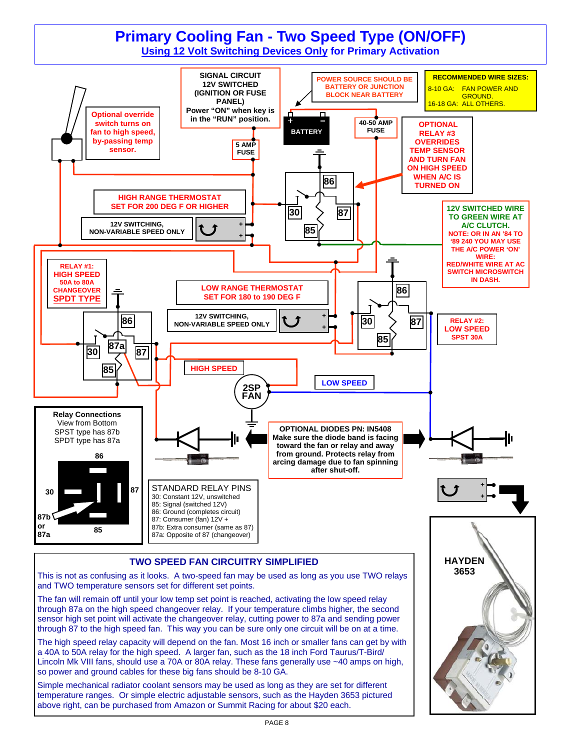# Primary Cooling Fan - Two Speed Type (ON/OFF)

## Using 12 Volt Switching Devices Only for Primary Activation

SIGNAL CIRCUIT
12V SWITCHED
(IGNITION OR FUSE PANEL)
Power "ON" when key is in the "RUN" position.

POWER SOURCE SHOULD BE BATTERY OR JUNCTION BLOCK NEAR BATTERY

RECOMMENDED WIRE SIZES:
8-10 GA: FAN POWER AND GROUND.
16-18 GA: ALL OTHERS.

Optional override switch turns on fan to high speed, by-passing temp sensor.

5 AMP FUSE

BATTERY

40-50 AMP FUSE

OPTIONAL RELAY #3 OVERRIDES TEMP SENSOR AND TURN FAN ON HIGH SPEED WHEN A/C IS TURNED ON

HIGH RANGE THERMOSTAT
SET FOR 200 DEG F OR HIGHER

12V SWITCHING, NON-VARIABLE SPEED ONLY

12V SWITCHED WIRE TO GREEN WIRE AT A/C CLUTCH.
NOTE: OR IN AN '84 TO '89 240 YOU MAY USE THE A/C POWER 'ON' WIRE: RED/WHITE WIRE AT AC SWITCH MICROSWITCH IN DASH.

RELAY #1: HIGH SPEED 50A to 80A CHANGEOVER SPDT TYPE

LOW RANGE THERMOSTAT
SET FOR 180 to 190 DEG F

12V SWITCHING, NON-VARIABLE SPEED ONLY

RELAY #2: LOW SPEED SPST 30A

HIGH SPEED

LOW SPEED

2SP FAN

OPTIONAL DIODES PN: IN5408
Make sure the diode band is facing toward the fan or relay and away from ground. Protects relay from arcing damage due to fan spinning after shut-off.

**Relay Connections**
View from Bottom
SPST type has 87b
SPDT type has 87a

86, 30, 87, 87b or 87a, 85

STANDARD RELAY PINS
30: Constant 12V, unswitched
85: Signal (switched 12V)
86: Ground (completes circuit)
87: Consumer (fan) 12V +
87b: Extra consumer (same as 87)
87a: Opposite of 87 (changeover)

HAYDEN 3653

### TWO SPEED FAN CIRCUITRY SIMPLIFIED

This is not as confusing as it looks. A two-speed fan may be used as long as you use TWO relays and TWO temperature sensors set for different set points.

The fan will remain off until your low temp set point is reached, activating the low speed relay through 87a on the high speed changeover relay. If your temperature climbs higher, the second sensor high set point will activate the changeover relay, cutting power to 87a and sending power through 87 to the high speed fan. This way you can be sure only one circuit will be on at a time.

The high speed relay capacity will depend on the fan. Most 16 inch or smaller fans can get by with a 40A to 50A relay for the high speed. A larger fan, such as the 18 inch Ford Taurus/T-Bird/ Lincoln Mk VIII fans, should use a 70A or 80A relay. These fans generally use ~40 amps on high, so power and ground cables for these big fans should be 8-10 GA.

Simple mechanical radiator coolant sensors may be used as long as they are set for different temperature ranges. Or simple electric adjustable sensors, such as the Hayden 3653 pictured above right, can be purchased from Amazon or Summit Racing for about $20 each.